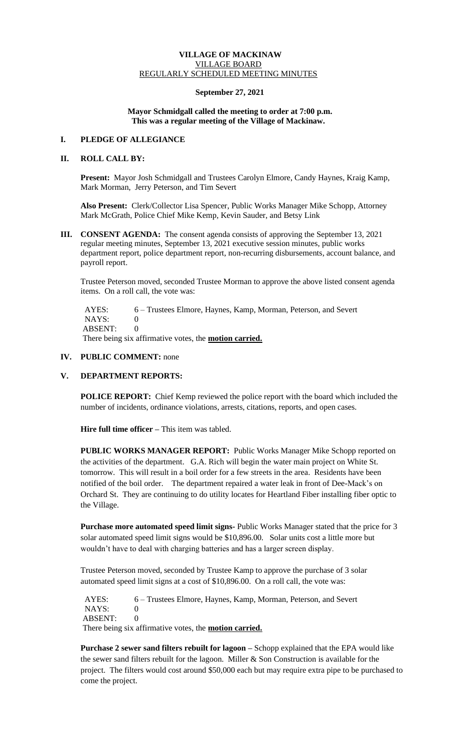**VILLAGE OF MACKINAW**
VILLAGE BOARD
REGULARLY SCHEDULED MEETING MINUTES

**September 27, 2021**

**Mayor Schmidgall called the meeting to order at 7:00 p.m.**
**This was a regular meeting of the Village of Mackinaw.**

## I. PLEDGE OF ALLEGIANCE

## II. ROLL CALL BY:

**Present:** Mayor Josh Schmidgall and Trustees Carolyn Elmore, Candy Haynes, Kraig Kamp, Mark Morman, Jerry Peterson, and Tim Severt

**Also Present:** Clerk/Collector Lisa Spencer, Public Works Manager Mike Schopp, Attorney Mark McGrath, Police Chief Mike Kemp, Kevin Sauder, and Betsy Link

**III. CONSENT AGENDA:** The consent agenda consists of approving the September 13, 2021 regular meeting minutes, September 13, 2021 executive session minutes, public works department report, police department report, non-recurring disbursements, account balance, and payroll report.

Trustee Peterson moved, seconded Trustee Morman to approve the above listed consent agenda items. On a roll call, the vote was:

AYES: 6 – Trustees Elmore, Haynes, Kamp, Morman, Peterson, and Severt
NAYS: 0
ABSENT: 0
There being six affirmative votes, the **motion carried.**

**IV. PUBLIC COMMENT:** none

## V. DEPARTMENT REPORTS:

**POLICE REPORT:** Chief Kemp reviewed the police report with the board which included the number of incidents, ordinance violations, arrests, citations, reports, and open cases.

**Hire full time officer –** This item was tabled.

**PUBLIC WORKS MANAGER REPORT:** Public Works Manager Mike Schopp reported on the activities of the department. G.A. Rich will begin the water main project on White St. tomorrow. This will result in a boil order for a few streets in the area. Residents have been notified of the boil order. The department repaired a water leak in front of Dee-Mack's on Orchard St. They are continuing to do utility locates for Heartland Fiber installing fiber optic to the Village.

**Purchase more automated speed limit signs-** Public Works Manager stated that the price for 3 solar automated speed limit signs would be $10,896.00. Solar units cost a little more but wouldn't have to deal with charging batteries and has a larger screen display.

Trustee Peterson moved, seconded by Trustee Kamp to approve the purchase of 3 solar automated speed limit signs at a cost of $10,896.00. On a roll call, the vote was:

AYES: 6 – Trustees Elmore, Haynes, Kamp, Morman, Peterson, and Severt
NAYS: 0
ABSENT: 0
There being six affirmative votes, the **motion carried.**

**Purchase 2 sewer sand filters rebuilt for lagoon –** Schopp explained that the EPA would like the sewer sand filters rebuilt for the lagoon. Miller & Son Construction is available for the project. The filters would cost around $50,000 each but may require extra pipe to be purchased to come the project.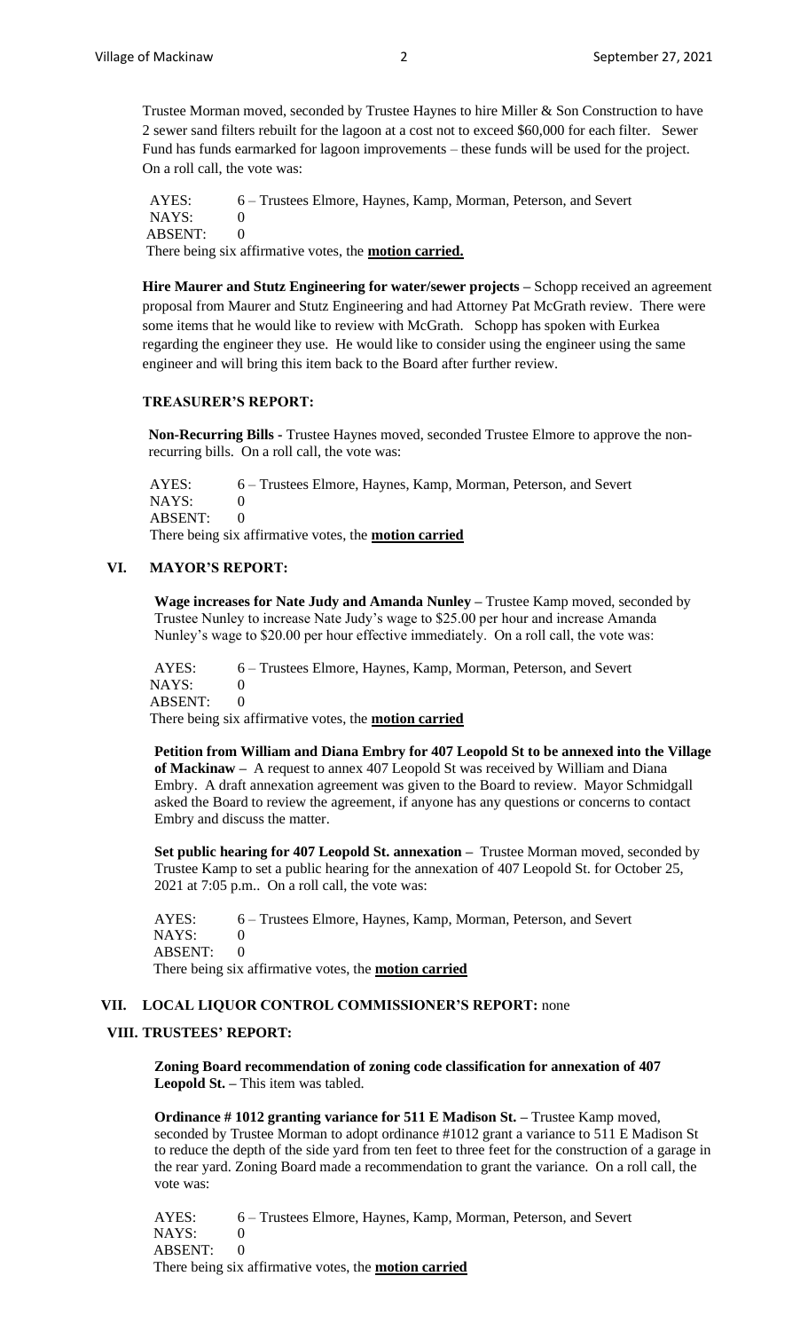Trustee Morman moved, seconded by Trustee Haynes to hire Miller & Son Construction to have 2 sewer sand filters rebuilt for the lagoon at a cost not to exceed $60,000 for each filter. Sewer Fund has funds earmarked for lagoon improvements – these funds will be used for the project. On a roll call, the vote was:

AYES: 6 – Trustees Elmore, Haynes, Kamp, Morman, Peterson, and Severt
NAYS: 0
ABSENT: 0
There being six affirmative votes, the **motion carried.**

**Hire Maurer and Stutz Engineering for water/sewer projects –** Schopp received an agreement proposal from Maurer and Stutz Engineering and had Attorney Pat McGrath review. There were some items that he would like to review with McGrath. Schopp has spoken with Eurkea regarding the engineer they use. He would like to consider using the engineer using the same engineer and will bring this item back to the Board after further review.

**TREASURER'S REPORT:**

**Non-Recurring Bills -** Trustee Haynes moved, seconded Trustee Elmore to approve the non-recurring bills. On a roll call, the vote was:

AYES: 6 – Trustees Elmore, Haynes, Kamp, Morman, Peterson, and Severt
NAYS: 0
ABSENT: 0
There being six affirmative votes, the **motion carried**

## VI. MAYOR'S REPORT:

**Wage increases for Nate Judy and Amanda Nunley –** Trustee Kamp moved, seconded by Trustee Nunley to increase Nate Judy's wage to $25.00 per hour and increase Amanda Nunley's wage to $20.00 per hour effective immediately. On a roll call, the vote was:

AYES: 6 – Trustees Elmore, Haynes, Kamp, Morman, Peterson, and Severt
NAYS: 0
ABSENT: 0
There being six affirmative votes, the **motion carried**

**Petition from William and Diana Embry for 407 Leopold St to be annexed into the Village of Mackinaw –** A request to annex 407 Leopold St was received by William and Diana Embry. A draft annexation agreement was given to the Board to review. Mayor Schmidgall asked the Board to review the agreement, if anyone has any questions or concerns to contact Embry and discuss the matter.

**Set public hearing for 407 Leopold St. annexation –** Trustee Morman moved, seconded by Trustee Kamp to set a public hearing for the annexation of 407 Leopold St. for October 25, 2021 at 7:05 p.m.. On a roll call, the vote was:

AYES: 6 – Trustees Elmore, Haynes, Kamp, Morman, Peterson, and Severt
NAYS: 0
ABSENT: 0
There being six affirmative votes, the **motion carried**

## VII. LOCAL LIQUOR CONTROL COMMISSIONER'S REPORT: none

## VIII. TRUSTEES' REPORT:

**Zoning Board recommendation of zoning code classification for annexation of 407 Leopold St. –** This item was tabled.

**Ordinance # 1012 granting variance for 511 E Madison St. –** Trustee Kamp moved, seconded by Trustee Morman to adopt ordinance #1012 grant a variance to 511 E Madison St to reduce the depth of the side yard from ten feet to three feet for the construction of a garage in the rear yard. Zoning Board made a recommendation to grant the variance. On a roll call, the vote was:

AYES: 6 – Trustees Elmore, Haynes, Kamp, Morman, Peterson, and Severt
NAYS: 0
ABSENT: 0
There being six affirmative votes, the **motion carried**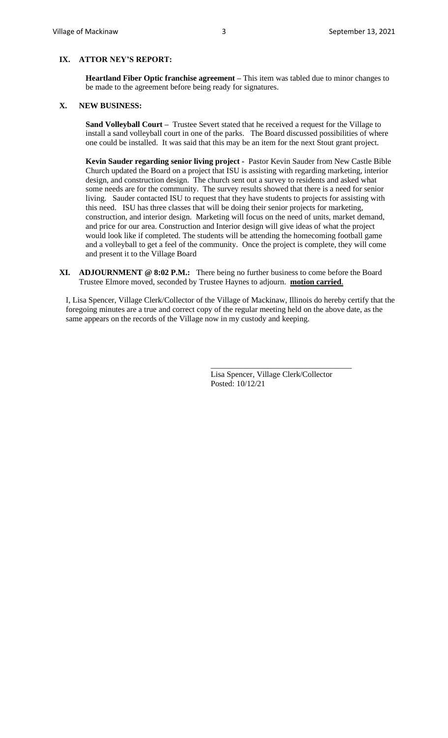## IX. ATTOR NEY'S REPORT:

**Heartland Fiber Optic franchise agreement** – This item was tabled due to minor changes to be made to the agreement before being ready for signatures.

## X. NEW BUSINESS:

**Sand Volleyball Court** – Trustee Severt stated that he received a request for the Village to install a sand volleyball court in one of the parks. The Board discussed possibilities of where one could be installed. It was said that this may be an item for the next Stout grant project.

**Kevin Sauder regarding senior living project -** Pastor Kevin Sauder from New Castle Bible Church updated the Board on a project that ISU is assisting with regarding marketing, interior design, and construction design. The church sent out a survey to residents and asked what some needs are for the community. The survey results showed that there is a need for senior living. Sauder contacted ISU to request that they have students to projects for assisting with this need. ISU has three classes that will be doing their senior projects for marketing, construction, and interior design. Marketing will focus on the need of units, market demand, and price for our area. Construction and Interior design will give ideas of what the project would look like if completed. The students will be attending the homecoming football game and a volleyball to get a feel of the community. Once the project is complete, they will come and present it to the Village Board

## XI. ADJOURNMENT @ 8:02 P.M.:

There being no further business to come before the Board Trustee Elmore moved, seconded by Trustee Haynes to adjourn. **motion carried**.

I, Lisa Spencer, Village Clerk/Collector of the Village of Mackinaw, Illinois do hereby certify that the foregoing minutes are a true and correct copy of the regular meeting held on the above date, as the same appears on the records of the Village now in my custody and keeping.

\_\_\_\_\_\_\_\_\_\_\_\_\_\_\_\_\_\_\_\_\_\_\_\_\_\_\_\_\_\_\_\_\_\_\_

Lisa Spencer, Village Clerk/Collector

Posted: 10/12/21